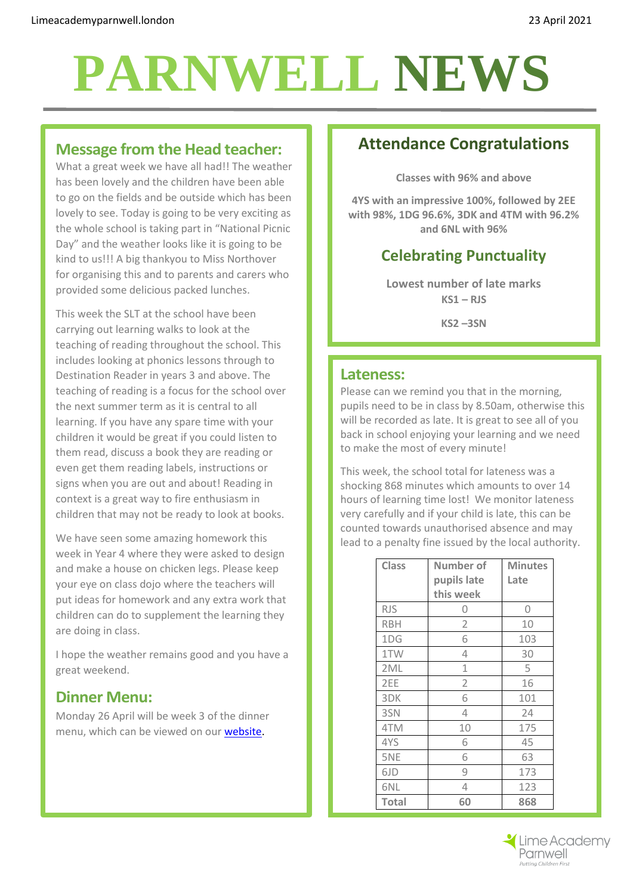# PARNWELL NEWS

## Message from the Head teacher:

What a great week we have all had!! The weather has been lovely and the children have been able to go on the fields and be outside which has been lovely to see. Today is going to be very exciting as the whole school is taking part in "National Picnic Day" and the weather looks like it is going to be kind to us!!! A big thankyou to Miss Northover for organising this and to parents and carers who provided some delicious packed lunches.

This week the SLT at the school have been carrying out learning walks to look at the teaching of reading throughout the school. This includes looking at phonics lessons through to Destination Reader in years 3 and above. The teaching of reading is a focus for the school over the next summer term as it is central to all learning. If you have any spare time with your children it would be great if you could listen to them read, discuss a book they are reading or even get them reading labels, instructions or signs when you are out and about! Reading in context is a great way to fire enthusiasm in children that may not be ready to look at books.

We have seen some amazing homework this week in Year 4 where they were asked to design and make a house on chicken legs. Please keep your eye on class dojo where the teachers will put ideas for homework and any extra work that children can do to supplement the learning they are doing in class.

I hope the weather remains good and you have a great weekend.

## Dinner Menu:

Monday 26 April will be week 3 of the dinner menu, which can be viewed on our [website](#).

## Attendance Congratulations

**Classes with 96% and above**

**4YS with an impressive 100%, followed by 2EE with 98%, 1DG 96.6%, 3DK and 4TM with 96.2% and 6NL with 96%**

## Celebrating Punctuality

**Lowest number of late marks**

**KS1 – RJS**

**KS2 –3SN**

## Lateness:

Please can we remind you that in the morning, pupils need to be in class by 8.50am, otherwise this will be recorded as late. It is great to see all of you back in school enjoying your learning and we need to make the most of every minute!

This week, the school total for lateness was a shocking 868 minutes which amounts to over 14 hours of learning time lost! We monitor lateness very carefully and if your child is late, this can be counted towards unauthorised absence and may lead to a penalty fine issued by the local authority.

| Class | Number of pupils late this week | Minutes Late |
|---|---|---|
| RJS | 0 | 0 |
| RBH | 2 | 10 |
| 1DG | 6 | 103 |
| 1TW | 4 | 30 |
| 2ML | 1 | 5 |
| 2EE | 2 | 16 |
| 3DK | 6 | 101 |
| 3SN | 4 | 24 |
| 4TM | 10 | 175 |
| 4YS | 6 | 45 |
| 5NE | 6 | 63 |
| 6JD | 9 | 173 |
| 6NL | 4 | 123 |
| **Total** | **60** | **868** |

Lime Academy Parnwell
*Putting Children First*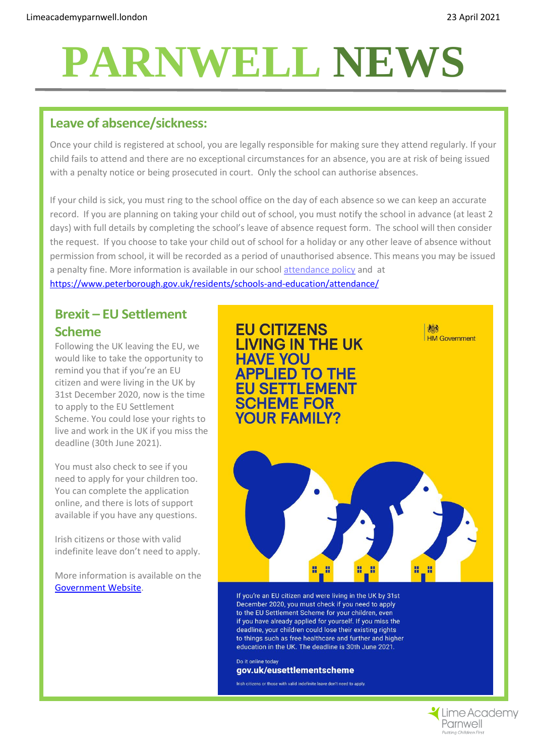# PARNWELL NEWS

## Leave of absence/sickness:

Once your child is registered at school, you are legally responsible for making sure they attend regularly. If your child fails to attend and there are no exceptional circumstances for an absence, you are at risk of being issued with a penalty notice or being prosecuted in court. Only the school can authorise absences.

If your child is sick, you must ring to the school office on the day of each absence so we can keep an accurate record. If you are planning on taking your child out of school, you must notify the school in advance (at least 2 days) with full details by completing the school's leave of absence request form. The school will then consider the request. If you choose to take your child out of school for a holiday or any other leave of absence without permission from school, it will be recorded as a period of unauthorised absence. This means you may be issued a penalty fine. More information is available in our school attendance policy and at https://www.peterborough.gov.uk/residents/schools-and-education/attendance/

## Brexit – EU Settlement Scheme

Following the UK leaving the EU, we would like to take the opportunity to remind you that if you're an EU citizen and were living in the UK by 31st December 2020, now is the time to apply to the EU Settlement Scheme. You could lose your rights to live and work in the UK if you miss the deadline (30th June 2021).

You must also check to see if you need to apply for your children too. You can complete the application online, and there is lots of support available if you have any questions.

Irish citizens or those with valid indefinite leave don't need to apply.

More information is available on the Government Website.

EU CITIZENS LIVING IN THE UK HAVE YOU APPLIED TO THE EU SETTLEMENT SCHEME FOR YOUR FAMILY?

HM Government

If you're an EU citizen and were living in the UK by 31st December 2020, you must check if you need to apply to the EU Settlement Scheme for your children, even if you have already applied for yourself. If you miss the deadline, your children could lose their existing rights to things such as free healthcare and further and higher education in the UK. The deadline is 30th June 2021.

Do it online today

**gov.uk/eusettlementscheme**

Irish citizens or those with valid indefinite leave don't need to apply.